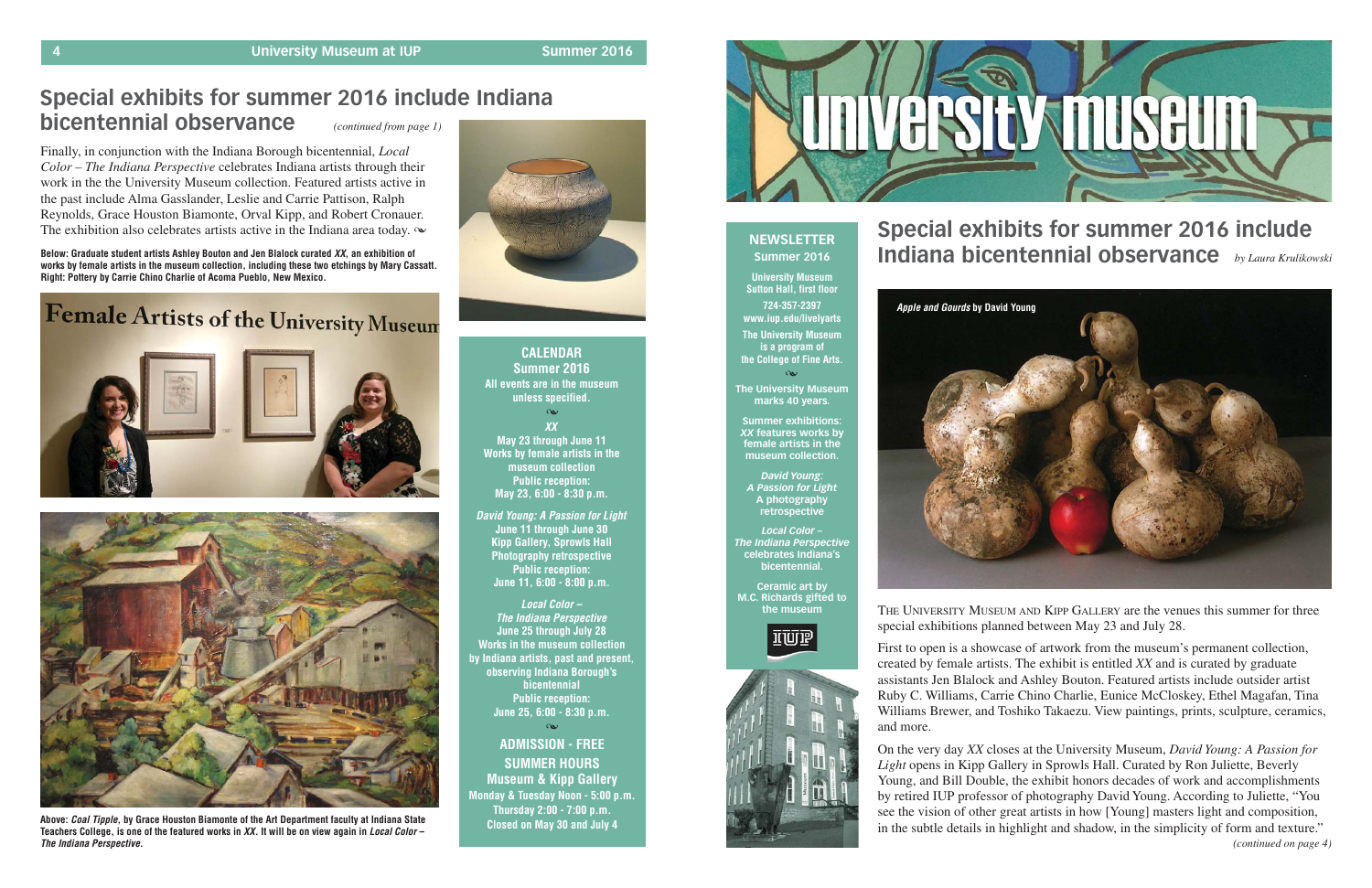## Special exhibits for summer 2016 include Indiana bicentennial observance

*(continued from page 1)*

Finally, in conjunction with the Indiana Borough bicentennial, *Local Color – The Indiana Perspective* celebrates Indiana artists through their work in the the University Museum collection. Featured artists active in the past include Alma Gasslander, Leslie and Carrie Pattison, Ralph Reynolds, Grace Houston Biamonte, Orval Kipp, and Robert Cronauer. The exhibition also celebrates artists active in the Indiana area today. ❧

**Below: Graduate student artists Ashley Bouton and Jen Blalock curated *XX*, an exhibition of works by female artists in the museum collection, including these two etchings by Mary Cassatt. Right: Pottery by Carrie Chino Charlie of Acoma Pueblo, New Mexico.**

**Above: *Coal Tipple*, by Grace Houston Biamonte of the Art Department faculty at Indiana State Teachers College, is one of the featured works in *XX*. It will be on view again in *Local Color – The Indiana Perspective*.**

### CALENDAR
**Summer 2016**

**All events are in the museum unless specified.**

❧

***XX***
**May 23 through June 11**
**Works by female artists in the museum collection**
**Public reception:**
**May 23, 6:00 - 8:30 p.m.**

***David Young: A Passion for Light***
**June 11 through June 30**
**Kipp Gallery, Sprowls Hall**
**Photography retrospective**
**Public reception:**
**June 11, 6:00 - 8:00 p.m.**

***Local Color – The Indiana Perspective***
**June 25 through July 28**
**Works in the museum collection by Indiana artists, past and present, observing Indiana Borough's bicentennial**
**Public reception:**
**June 25, 6:00 - 8:30 p.m.**

❧

**ADMISSION - FREE**

**SUMMER HOURS**
**Museum & Kipp Gallery**
**Monday & Tuesday Noon - 5:00 p.m.**
**Thursday 2:00 - 7:00 p.m.**
**Closed on May 30 and July 4**

# university museum

### NEWSLETTER
**Summer 2016**

**University Museum**
**Sutton Hall, first floor**
**724-357-2397**
**www.iup.edu/livelyarts**

**The University Museum is a program of the College of Fine Arts.**

❧

**The University Museum marks 40 years.**

**Summer exhibitions:**
***XX* features works by female artists in the museum collection.**

***David Young: A Passion for Light***
**A photography retrospective**

***Local Color – The Indiana Perspective* celebrates Indiana's bicentennial.**

**Ceramic art by M.C. Richards gifted to the museum**

## Special exhibits for summer 2016 include Indiana bicentennial observance

*by Laura Krulikowski*

***Apple and Gourds* by David Young**

The University Museum and Kipp Gallery are the venues this summer for three special exhibitions planned between May 23 and July 28.

First to open is a showcase of artwork from the museum's permanent collection, created by female artists. The exhibit is entitled *XX* and is curated by graduate assistants Jen Blalock and Ashley Bouton. Featured artists include outsider artist Ruby C. Williams, Carrie Chino Charlie, Eunice McCloskey, Ethel Magafan, Tina Williams Brewer, and Toshiko Takaezu. View paintings, prints, sculpture, ceramics, and more.

On the very day *XX* closes at the University Museum, *David Young: A Passion for Light* opens in Kipp Gallery in Sprowls Hall. Curated by Ron Juliette, Beverly Young, and Bill Double, the exhibit honors decades of work and accomplishments by retired IUP professor of photography David Young. According to Juliette, "You see the vision of other great artists in how [Young] masters light and composition, in the subtle details in highlight and shadow, in the simplicity of form and texture."

*(continued on page 4)*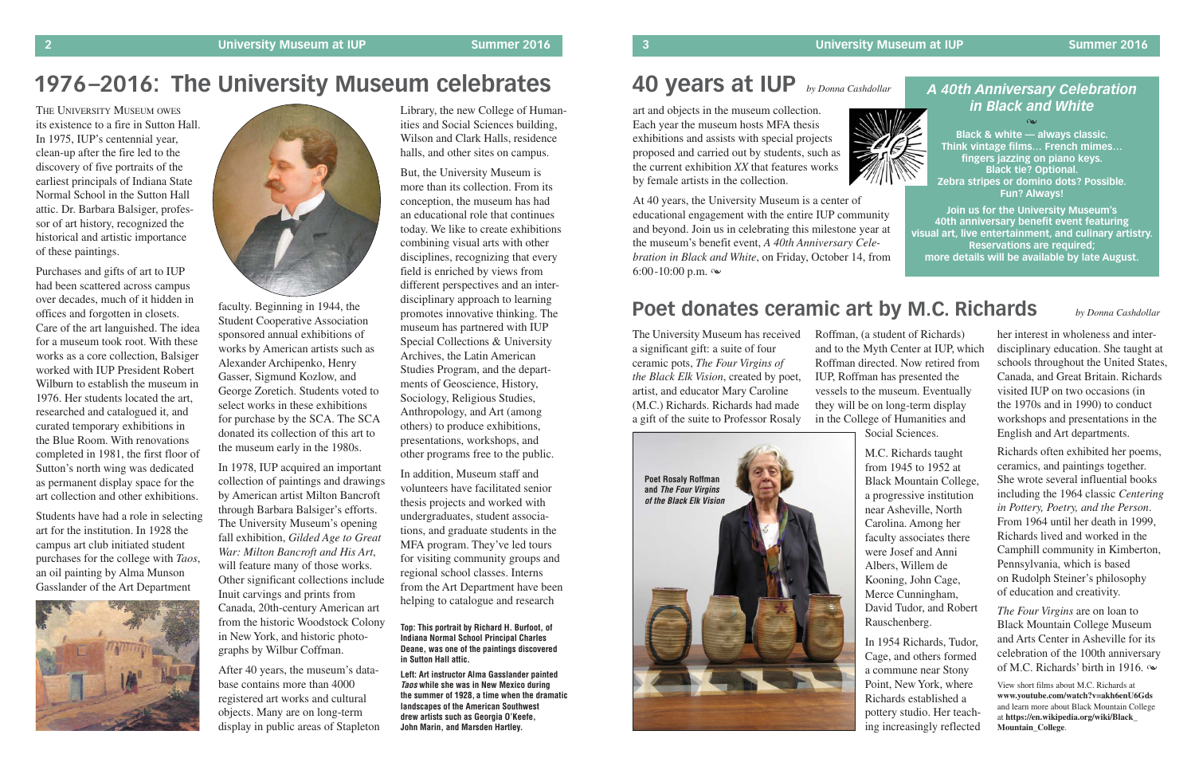# 1976–2016: The University Museum celebrates 40 years at IUP

*by Donna Cashdollar*

The University Museum owes its existence to a fire in Sutton Hall. In 1975, IUP's centennial year, clean-up after the fire led to the discovery of five portraits of the earliest principals of Indiana State Normal School in the Sutton Hall attic. Dr. Barbara Balsiger, professor of art history, recognized the historical and artistic importance of these paintings.

Purchases and gifts of art to IUP had been scattered across campus over decades, much of it hidden in offices and forgotten in closets. Care of the art languished. The idea for a museum took root. With these works as a core collection, Balsiger worked with IUP President Robert Wilburn to establish the museum in 1976. Her students located the art, researched and catalogued it, and curated temporary exhibitions in the Blue Room. With renovations completed in 1981, the first floor of Sutton's north wing was dedicated as permanent display space for the art collection and other exhibitions.

Students have had a role in selecting art for the institution. In 1928 the campus art club initiated student purchases for the college with *Taos*, an oil painting by Alma Munson Gasslander of the Art Department faculty. Beginning in 1944, the Student Cooperative Association sponsored annual exhibitions of works by American artists such as Alexander Archipenko, Henry Gasser, Sigmund Kozlow, and George Zoretich. Students voted to select works in these exhibitions for purchase by the SCA. The SCA donated its collection of this art to the museum early in the 1980s.

In 1978, IUP acquired an important collection of paintings and drawings by American artist Milton Bancroft through Barbara Balsiger's efforts. The University Museum's opening fall exhibition, *Gilded Age to Great War: Milton Bancroft and His Art*, will feature many of those works. Other significant collections include Inuit carvings and prints from Canada, 20th-century American art from the historic Woodstock Colony in New York, and historic photographs by Wilbur Coffman.

After 40 years, the museum's database contains more than 4000 registered art works and cultural objects. Many are on long-term display in public areas of Stapleton Library, the new College of Humanities and Social Sciences building, Wilson and Clark Halls, residence halls, and other sites on campus.

But, the University Museum is more than its collection. From its conception, the museum has had an educational role that continues today. We like to create exhibitions combining visual arts with other disciplines, recognizing that every field is enriched by views from different perspectives and an interdisciplinary approach to learning promotes innovative thinking. The museum has partnered with IUP Special Collections & University Archives, the Latin American Studies Program, and the departments of Geoscience, History, Sociology, Religious Studies, Anthropology, and Art (among others) to produce exhibitions, presentations, workshops, and other programs free to the public.

In addition, Museum staff and volunteers have facilitated senior thesis projects and worked with undergraduates, student associations, and graduate students in the MFA program. They've led tours for visiting community groups and regional school classes. Interns from the Art Department have been helping to catalogue and research art and objects in the museum collection. Each year the museum hosts MFA thesis exhibitions and assists with special projects proposed and carried out by students, such as the current exhibition *XX* that features works by female artists in the collection.

At 40 years, the University Museum is a center of educational engagement with the entire IUP community and beyond. Join us in celebrating this milestone year at the museum's benefit event, *A 40th Anniversary Celebration in Black and White*, on Friday, October 14, from 6:00-10:00 p.m. ❧

**Top: This portrait by Richard H. Burfoot, of Indiana Normal School Principal Charles Deane, was one of the paintings discovered in Sutton Hall attic.**

**Left: Art instructor Alma Gasslander painted *Taos* while she was in New Mexico during the summer of 1928, a time when the dramatic landscapes of the American Southwest drew artists such as Georgia O'Keefe, John Marin, and Marsden Hartley.**

## *A 40th Anniversary Celebration in Black and White*

❧

**Black & white — always classic.**
**Think vintage films… French mimes…**
**fingers jazzing on piano keys.**
**Black tie? Optional.**
**Zebra stripes or domino dots? Possible.**
**Fun? Always!**

**Join us for the University Museum's 40th anniversary benefit event featuring visual art, live entertainment, and culinary artistry. Reservations are required; more details will be available by late August.**

# Poet donates ceramic art by M.C. Richards

*by Donna Cashdollar*

The University Museum has received a significant gift: a suite of four ceramic pots, *The Four Virgins of the Black Elk Vision*, created by poet, artist, and educator Mary Caroline (M.C.) Richards. Richards had made a gift of the suite to Professor Rosaly Roffman, (a student of Richards) and to the Myth Center at IUP, which Roffman directed. Now retired from IUP, Roffman has presented the vessels to the museum. Eventually they will be on long-term display in the College of Humanities and Social Sciences.

**Poet Rosaly Roffman and *The Four Virgins of the Black Elk Vision***

M.C. Richards taught from 1945 to 1952 at Black Mountain College, a progressive institution near Asheville, North Carolina. Among her faculty associates there were Josef and Anni Albers, Willem de Kooning, John Cage, Merce Cunningham, David Tudor, and Robert Rauschenberg.

In 1954 Richards, Tudor, Cage, and others formed a commune near Stony Point, New York, where Richards established a pottery studio. Her teaching increasingly reflected her interest in wholeness and interdisciplinary education. She taught at schools throughout the United States, Canada, and Great Britain. Richards visited IUP on two occasions (in the 1970s and in 1990) to conduct workshops and presentations in the English and Art departments.

Richards often exhibited her poems, ceramics, and paintings together. She wrote several influential books including the 1964 classic *Centering in Pottery, Poetry, and the Person*. From 1964 until her death in 1999, Richards lived and worked in the Camphill community in Kimberton, Pennsylvania, which is based on Rudolph Steiner's philosophy of education and creativity.

*The Four Virgins* are on loan to Black Mountain College Museum and Arts Center in Asheville for its celebration of the 100th anniversary of M.C. Richards' birth in 1916. ❧

View short films about M.C. Richards at **www.youtube.com/watch?v=akh6enU6Gds** and learn more about Black Mountain College at **https://en.wikipedia.org/wiki/Black_Mountain_College**.